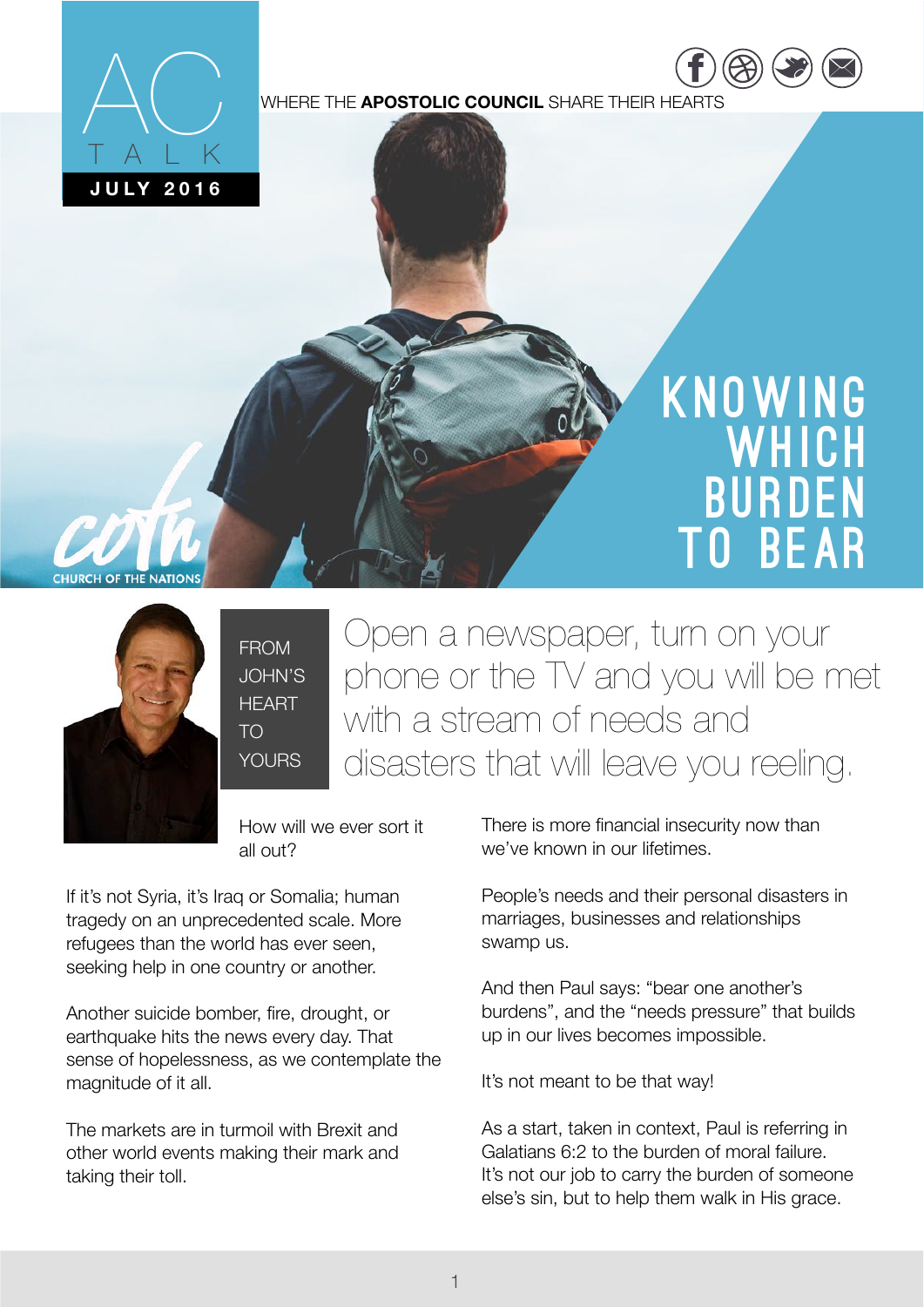# AC TALK

**JULY 2016**

WHERE THE **APOSTOLIC COUNCIL** SHARE THEIR HEARTS

CHURCH OF THE NATIONS

# KNOWING WHICH BURDEN TO BEAR

FROM JOHN'S HEART TO YOURS

## Open a newspaper, turn on your phone or the TV and you will be met with a stream of needs and disasters that will leave you reeling.

How will we ever sort it all out?

If it's not Syria, it's Iraq or Somalia; human tragedy on an unprecedented scale. More refugees than the world has ever seen, seeking help in one country or another.

Another suicide bomber, fire, drought, or earthquake hits the news every day. That sense of hopelessness, as we contemplate the magnitude of it all.

The markets are in turmoil with Brexit and other world events making their mark and taking their toll.

There is more financial insecurity now than we've known in our lifetimes.

People's needs and their personal disasters in marriages, businesses and relationships swamp us.

And then Paul says: "bear one another's burdens", and the "needs pressure" that builds up in our lives becomes impossible.

It's not meant to be that way!

As a start, taken in context, Paul is referring in Galatians 6:2 to the burden of moral failure. It's not our job to carry the burden of someone else's sin, but to help them walk in His grace.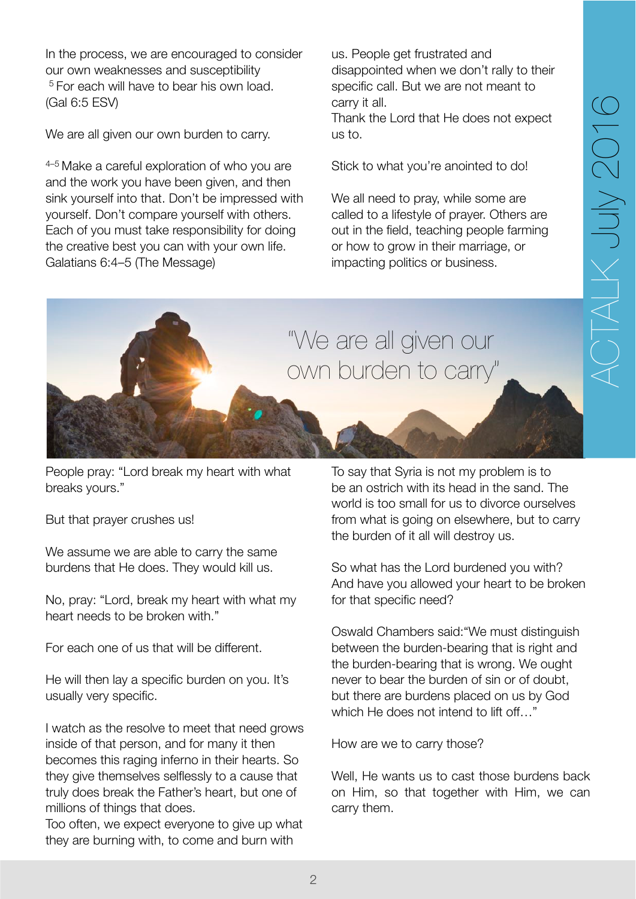In the process, we are encouraged to consider our own weaknesses and susceptibility
[5] For each will have to bear his own load. (Gal 6:5 ESV)

We are all given our own burden to carry.

[4–5] Make a careful exploration of who you are and the work you have been given, and then sink yourself into that. Don't be impressed with yourself. Don't compare yourself with others. Each of you must take responsibility for doing the creative best you can with your own life. Galatians 6:4–5 (The Message)

us. People get frustrated and disappointed when we don't rally to their specific call. But we are not meant to carry it all.
Thank the Lord that He does not expect us to.

Stick to what you're anointed to do!

We all need to pray, while some are called to a lifestyle of prayer. Others are out in the field, teaching people farming or how to grow in their marriage, or impacting politics or business.

"We are all given our own burden to carry"

People pray: "Lord break my heart with what breaks yours."

But that prayer crushes us!

We assume we are able to carry the same burdens that He does. They would kill us.

No, pray: "Lord, break my heart with what my heart needs to be broken with."

For each one of us that will be different.

He will then lay a specific burden on you. It's usually very specific.

I watch as the resolve to meet that need grows inside of that person, and for many it then becomes this raging inferno in their hearts. So they give themselves selflessly to a cause that truly does break the Father's heart, but one of millions of things that does.
Too often, we expect everyone to give up what they are burning with, to come and burn with

To say that Syria is not my problem is to be an ostrich with its head in the sand. The world is too small for us to divorce ourselves from what is going on elsewhere, but to carry the burden of it all will destroy us.

So what has the Lord burdened you with? And have you allowed your heart to be broken for that specific need?

Oswald Chambers said:"We must distinguish between the burden-bearing that is right and the burden-bearing that is wrong. We ought never to bear the burden of sin or of doubt, but there are burdens placed on us by God which He does not intend to lift off…"

How are we to carry those?

Well, He wants us to cast those burdens back on Him, so that together with Him, we can carry them.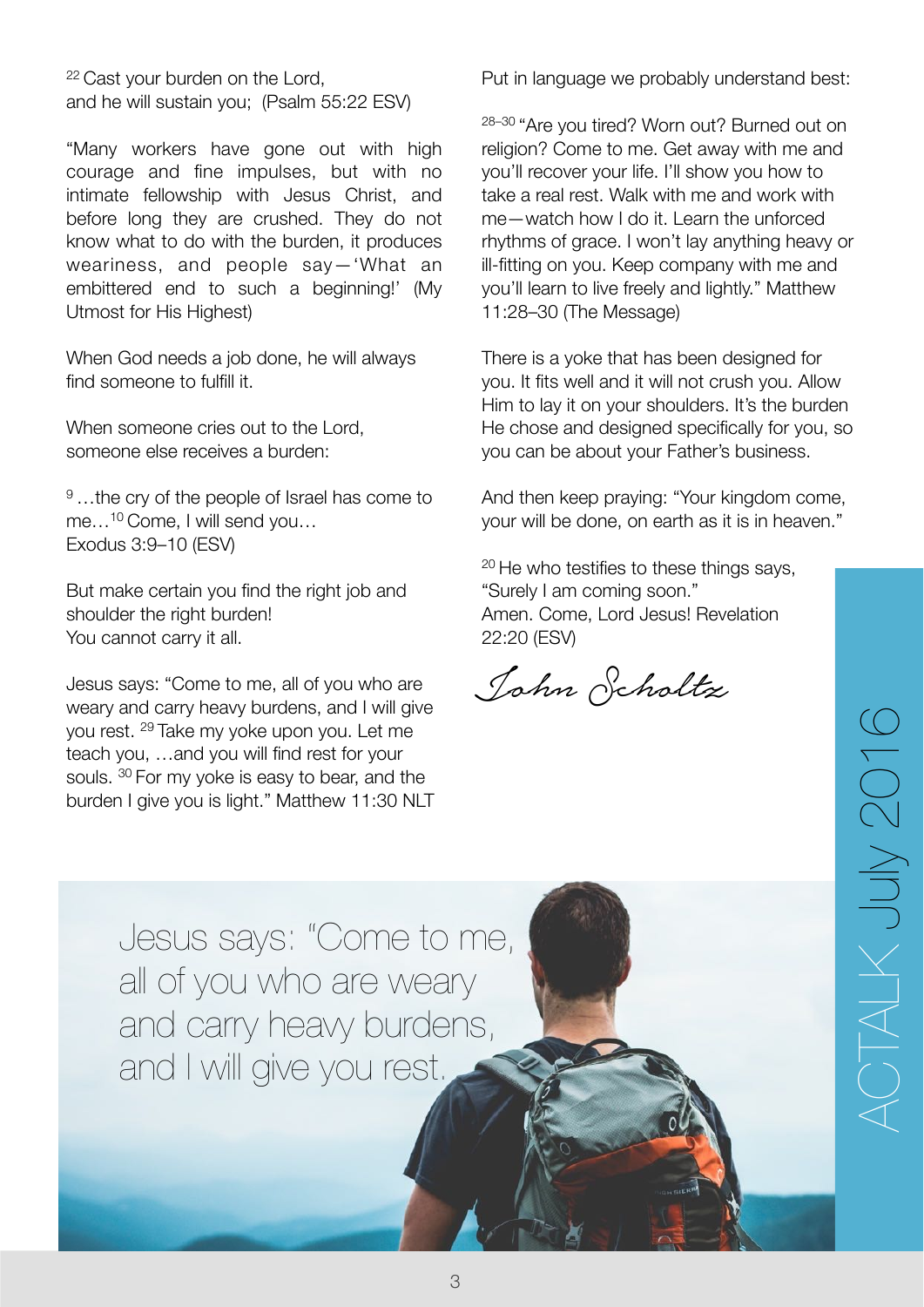[22] Cast your burden on the Lord,
and he will sustain you; (Psalm 55:22 ESV)

"Many workers have gone out with high courage and fine impulses, but with no intimate fellowship with Jesus Christ, and before long they are crushed. They do not know what to do with the burden, it produces weariness, and people say—'What an embittered end to such a beginning!' (My Utmost for His Highest)

When God needs a job done, he will always find someone to fulfill it.

When someone cries out to the Lord, someone else receives a burden:

[9] …the cry of the people of Israel has come to me…[10] Come, I will send you…
Exodus 3:9–10 (ESV)

But make certain you find the right job and shoulder the right burden!
You cannot carry it all.

Jesus says: "Come to me, all of you who are weary and carry heavy burdens, and I will give you rest. [29] Take my yoke upon you. Let me teach you, …and you will find rest for your souls. [30] For my yoke is easy to bear, and the burden I give you is light." Matthew 11:30 NLT

Put in language we probably understand best:

[28–30] "Are you tired? Worn out? Burned out on religion? Come to me. Get away with me and you'll recover your life. I'll show you how to take a real rest. Walk with me and work with me—watch how I do it. Learn the unforced rhythms of grace. I won't lay anything heavy or ill-fitting on you. Keep company with me and you'll learn to live freely and lightly." Matthew 11:28–30 (The Message)

There is a yoke that has been designed for you. It fits well and it will not crush you. Allow Him to lay it on your shoulders. It's the burden He chose and designed specifically for you, so you can be about your Father's business.

And then keep praying: "Your kingdom come, your will be done, on earth as it is in heaven."

[20] He who testifies to these things says, "Surely I am coming soon."
Amen. Come, Lord Jesus! Revelation 22:20 (ESV)

*John Scholtz*

Jesus says: "Come to me, all of you who are weary and carry heavy burdens, and I will give you rest.

ACTALK July 2016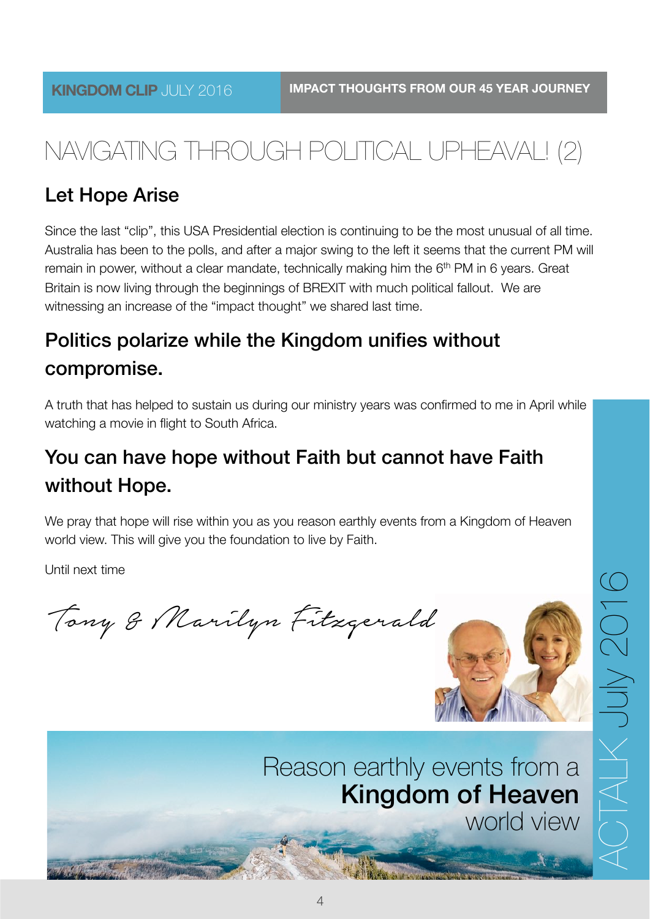KINGDOM CLIP JULY 2016 | IMPACT THOUGHTS FROM OUR 45 YEAR JOURNEY

# NAVIGATING THROUGH POLITICAL UPHEAVAL! (2)

## Let Hope Arise

Since the last "clip", this USA Presidential election is continuing to be the most unusual of all time. Australia has been to the polls, and after a major swing to the left it seems that the current PM will remain in power, without a clear mandate, technically making him the 6th PM in 6 years. Great Britain is now living through the beginnings of BREXIT with much political fallout. We are witnessing an increase of the "impact thought" we shared last time.

## Politics polarize while the Kingdom unifies without compromise.

A truth that has helped to sustain us during our ministry years was confirmed to me in April while watching a movie in flight to South Africa.

## You can have hope without Faith but cannot have Faith without Hope.

We pray that hope will rise within you as you reason earthly events from a Kingdom of Heaven world view. This will give you the foundation to live by Faith.

Until next time

*Tony & Marilyn Fitzgerald*

Reason earthly events from a **Kingdom of Heaven** world view

ACTALK July 2016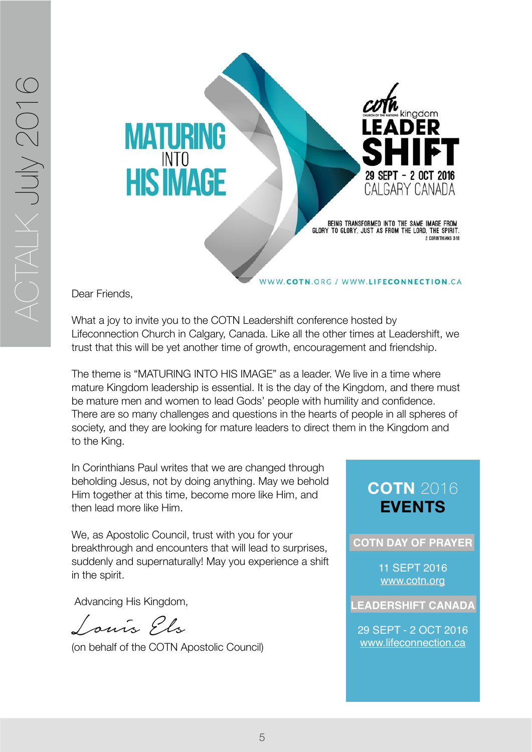# MATURING INTO HIS IMAGE

COTN kingdom

**LEADER SHIFT**

29 SEPT - 2 OCT 2016

CALGARY CANADA

BEING TRANSFORMED INTO THE SAME IMAGE FROM GLORY TO GLORY, JUST AS FROM THE LORD, THE SPIRIT.
2 CORINTHIANS 3:18

WWW.COTN.ORG / WWW.LIFECONNECTION.CA

Dear Friends,

What a joy to invite you to the COTN Leadershift conference hosted by Lifeconnection Church in Calgary, Canada. Like all the other times at Leadershift, we trust that this will be yet another time of growth, encouragement and friendship.

The theme is "MATURING INTO HIS IMAGE" as a leader. We live in a time where mature Kingdom leadership is essential. It is the day of the Kingdom, and there must be mature men and women to lead Gods' people with humility and confidence. There are so many challenges and questions in the hearts of people in all spheres of society, and they are looking for mature leaders to direct them in the Kingdom and to the King.

In Corinthians Paul writes that we are changed through beholding Jesus, not by doing anything. May we behold Him together at this time, become more like Him, and then lead more like Him.

We, as Apostolic Council, trust with you for your breakthrough and encounters that will lead to surprises, suddenly and supernaturally! May you experience a shift in the spirit.

Advancing His Kingdom,

Louis Els

(on behalf of the COTN Apostolic Council)

## COTN 2016 EVENTS

**COTN DAY OF PRAYER**

11 SEPT 2016
www.cotn.org

**LEADERSHIFT CANADA**

29 SEPT - 2 OCT 2016
www.lifeconnection.ca